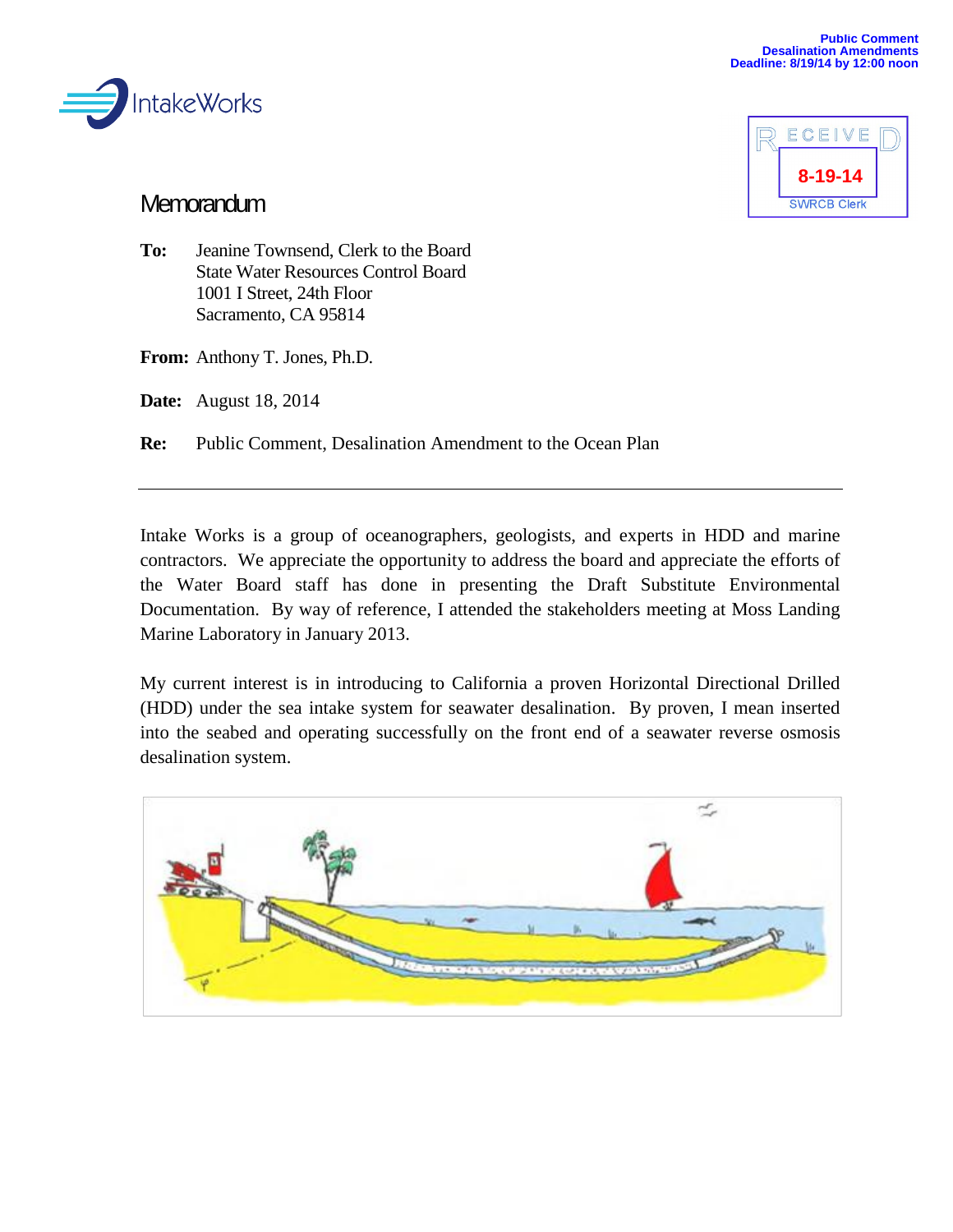Public Comment
Desalination Amendments
Deadline: 8/19/14 by 12:00 noon

IntakeWorks

RECEIVED
8-19-14
SWRCB Clerk

# Memorandum

**To:** Jeanine Townsend, Clerk to the Board
State Water Resources Control Board
1001 I Street, 24th Floor
Sacramento, CA 95814

**From:** Anthony T. Jones, Ph.D.

**Date:** August 18, 2014

**Re:** Public Comment, Desalination Amendment to the Ocean Plan

---

Intake Works is a group of oceanographers, geologists, and experts in HDD and marine contractors. We appreciate the opportunity to address the board and appreciate the efforts of the Water Board staff has done in presenting the Draft Substitute Environmental Documentation. By way of reference, I attended the stakeholders meeting at Moss Landing Marine Laboratory in January 2013.

My current interest is in introducing to California a proven Horizontal Directional Drilled (HDD) under the sea intake system for seawater desalination. By proven, I mean inserted into the seabed and operating successfully on the front end of a seawater reverse osmosis desalination system.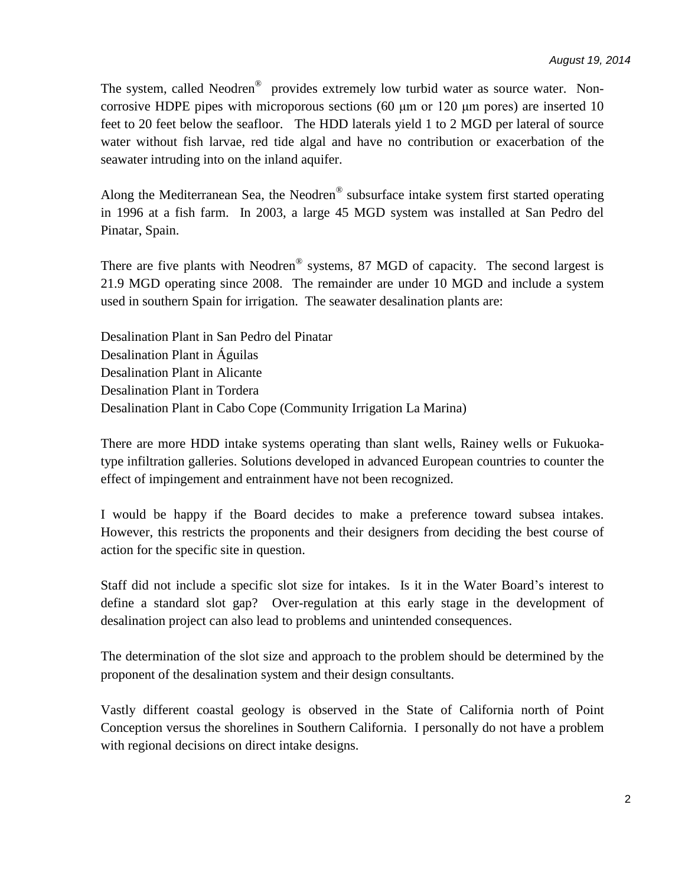The system, called Neodren® provides extremely low turbid water as source water. Non-corrosive HDPE pipes with microporous sections (60 μm or 120 μm pores) are inserted 10 feet to 20 feet below the seafloor. The HDD laterals yield 1 to 2 MGD per lateral of source water without fish larvae, red tide algal and have no contribution or exacerbation of the seawater intruding into on the inland aquifer.

Along the Mediterranean Sea, the Neodren® subsurface intake system first started operating in 1996 at a fish farm. In 2003, a large 45 MGD system was installed at San Pedro del Pinatar, Spain.

There are five plants with Neodren® systems, 87 MGD of capacity. The second largest is 21.9 MGD operating since 2008. The remainder are under 10 MGD and include a system used in southern Spain for irrigation. The seawater desalination plants are:

Desalination Plant in San Pedro del Pinatar  
Desalination Plant in Águilas  
Desalination Plant in Alicante  
Desalination Plant in Tordera  
Desalination Plant in Cabo Cope (Community Irrigation La Marina)

There are more HDD intake systems operating than slant wells, Rainey wells or Fukuoka-type infiltration galleries. Solutions developed in advanced European countries to counter the effect of impingement and entrainment have not been recognized.

I would be happy if the Board decides to make a preference toward subsea intakes. However, this restricts the proponents and their designers from deciding the best course of action for the specific site in question.

Staff did not include a specific slot size for intakes. Is it in the Water Board's interest to define a standard slot gap? Over-regulation at this early stage in the development of desalination project can also lead to problems and unintended consequences.

The determination of the slot size and approach to the problem should be determined by the proponent of the desalination system and their design consultants.

Vastly different coastal geology is observed in the State of California north of Point Conception versus the shorelines in Southern California. I personally do not have a problem with regional decisions on direct intake designs.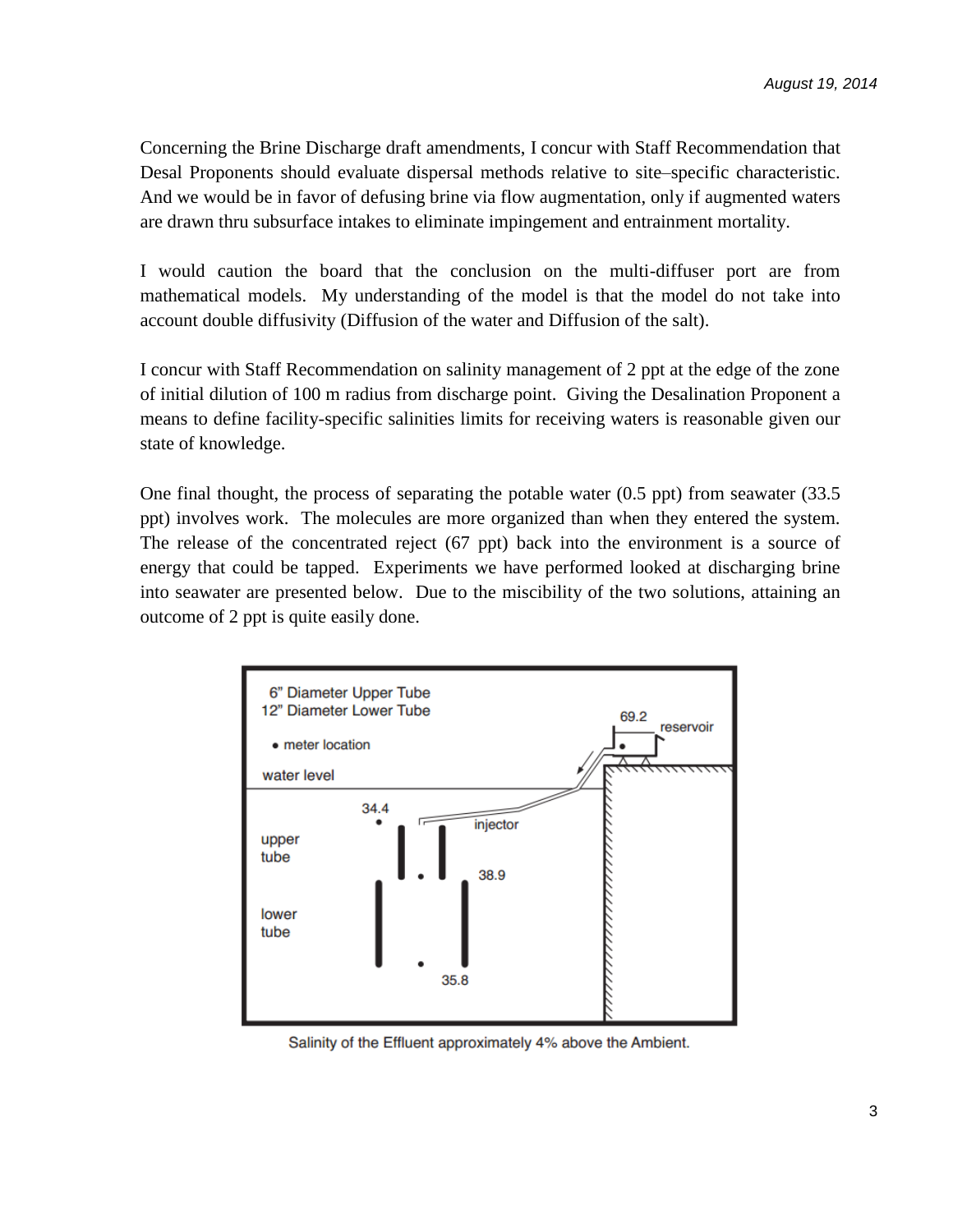*August 19, 2014*

Concerning the Brine Discharge draft amendments, I concur with Staff Recommendation that Desal Proponents should evaluate dispersal methods relative to site–specific characteristic. And we would be in favor of defusing brine via flow augmentation, only if augmented waters are drawn thru subsurface intakes to eliminate impingement and entrainment mortality.

I would caution the board that the conclusion on the multi-diffuser port are from mathematical models. My understanding of the model is that the model do not take into account double diffusivity (Diffusion of the water and Diffusion of the salt).

I concur with Staff Recommendation on salinity management of 2 ppt at the edge of the zone of initial dilution of 100 m radius from discharge point. Giving the Desalination Proponent a means to define facility-specific salinities limits for receiving waters is reasonable given our state of knowledge.

One final thought, the process of separating the potable water (0.5 ppt) from seawater (33.5 ppt) involves work. The molecules are more organized than when they entered the system. The release of the concentrated reject (67 ppt) back into the environment is a source of energy that could be tapped. Experiments we have performed looked at discharging brine into seawater are presented below. Due to the miscibility of the two solutions, attaining an outcome of 2 ppt is quite easily done.

6" Diameter Upper Tube
12" Diameter Lower Tube
• meter location
water level
69.2
reservoir
34.4
injector
upper tube
38.9
lower tube
35.8

Salinity of the Effluent approximately 4% above the Ambient.